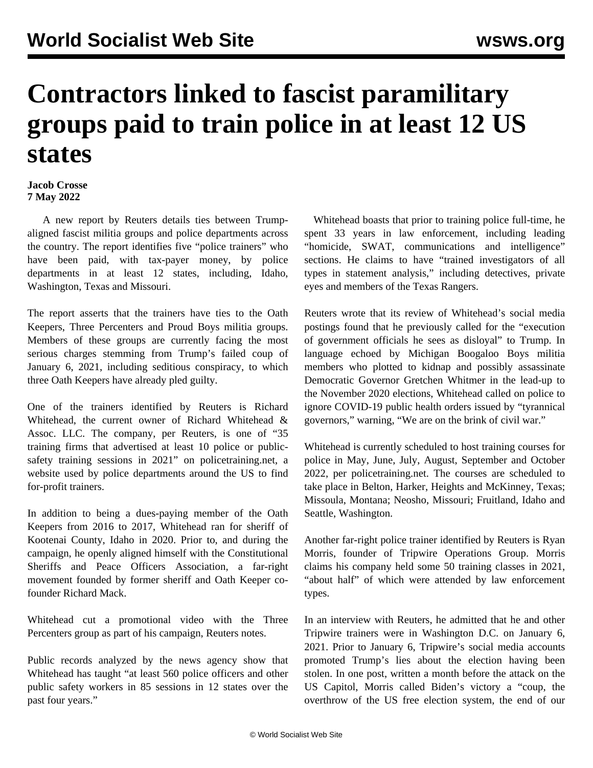# Contractors linked to fascist paramilitary groups paid to train police in at least 12 US states

**Jacob Crosse**
**7 May 2022**

A new report by Reuters details ties between Trump-aligned fascist militia groups and police departments across the country. The report identifies five "police trainers" who have been paid, with tax-payer money, by police departments in at least 12 states, including, Idaho, Washington, Texas and Missouri.

The report asserts that the trainers have ties to the Oath Keepers, Three Percenters and Proud Boys militia groups. Members of these groups are currently facing the most serious charges stemming from Trump's failed coup of January 6, 2021, including seditious conspiracy, to which three Oath Keepers have already pled guilty.

One of the trainers identified by Reuters is Richard Whitehead, the current owner of Richard Whitehead & Assoc. LLC. The company, per Reuters, is one of "35 training firms that advertised at least 10 police or public-safety training sessions in 2021" on policetraining.net, a website used by police departments around the US to find for-profit trainers.

In addition to being a dues-paying member of the Oath Keepers from 2016 to 2017, Whitehead ran for sheriff of Kootenai County, Idaho in 2020. Prior to, and during the campaign, he openly aligned himself with the Constitutional Sheriffs and Peace Officers Association, a far-right movement founded by former sheriff and Oath Keeper co-founder Richard Mack.

Whitehead cut a promotional video with the Three Percenters group as part of his campaign, Reuters notes.

Public records analyzed by the news agency show that Whitehead has taught "at least 560 police officers and other public safety workers in 85 sessions in 12 states over the past four years."

Whitehead boasts that prior to training police full-time, he spent 33 years in law enforcement, including leading "homicide, SWAT, communications and intelligence" sections. He claims to have "trained investigators of all types in statement analysis," including detectives, private eyes and members of the Texas Rangers.

Reuters wrote that its review of Whitehead's social media postings found that he previously called for the "execution of government officials he sees as disloyal" to Trump. In language echoed by Michigan Boogaloo Boys militia members who plotted to kidnap and possibly assassinate Democratic Governor Gretchen Whitmer in the lead-up to the November 2020 elections, Whitehead called on police to ignore COVID-19 public health orders issued by "tyrannical governors," warning, "We are on the brink of civil war."

Whitehead is currently scheduled to host training courses for police in May, June, July, August, September and October 2022, per policetraining.net. The courses are scheduled to take place in Belton, Harker, Heights and McKinney, Texas; Missoula, Montana; Neosho, Missouri; Fruitland, Idaho and Seattle, Washington.

Another far-right police trainer identified by Reuters is Ryan Morris, founder of Tripwire Operations Group. Morris claims his company held some 50 training classes in 2021, "about half" of which were attended by law enforcement types.

In an interview with Reuters, he admitted that he and other Tripwire trainers were in Washington D.C. on January 6, 2021. Prior to January 6, Tripwire's social media accounts promoted Trump's lies about the election having been stolen. In one post, written a month before the attack on the US Capitol, Morris called Biden's victory a "coup, the overthrow of the US free election system, the end of our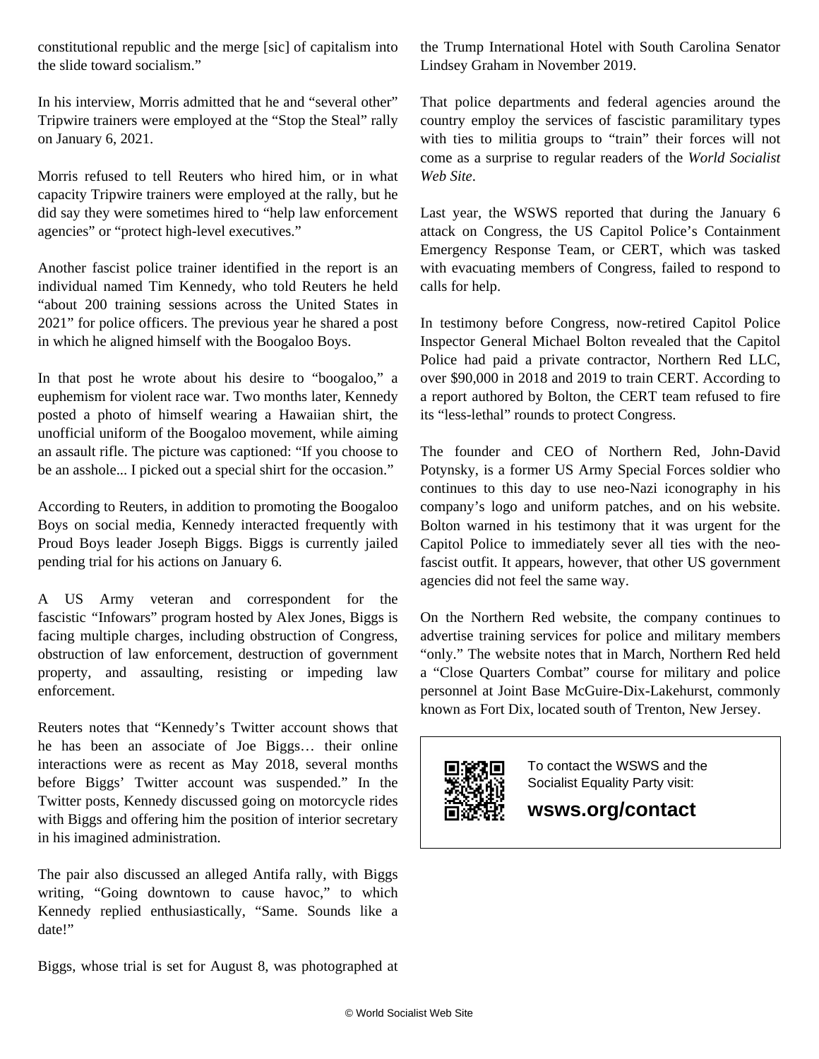constitutional republic and the merge [sic] of capitalism into the slide toward socialism."

In his interview, Morris admitted that he and "several other" Tripwire trainers were employed at the "Stop the Steal" rally on January 6, 2021.

Morris refused to tell Reuters who hired him, or in what capacity Tripwire trainers were employed at the rally, but he did say they were sometimes hired to "help law enforcement agencies" or "protect high-level executives."

Another fascist police trainer identified in the report is an individual named Tim Kennedy, who told Reuters he held "about 200 training sessions across the United States in 2021" for police officers. The previous year he shared a post in which he aligned himself with the Boogaloo Boys.

In that post he wrote about his desire to "boogaloo," a euphemism for violent race war. Two months later, Kennedy posted a photo of himself wearing a Hawaiian shirt, the unofficial uniform of the Boogaloo movement, while aiming an assault rifle. The picture was captioned: "If you choose to be an asshole... I picked out a special shirt for the occasion."

According to Reuters, in addition to promoting the Boogaloo Boys on social media, Kennedy interacted frequently with Proud Boys leader Joseph Biggs. Biggs is currently jailed pending trial for his actions on January 6.

A US Army veteran and correspondent for the fascistic "Infowars" program hosted by Alex Jones, Biggs is facing multiple charges, including obstruction of Congress, obstruction of law enforcement, destruction of government property, and assaulting, resisting or impeding law enforcement.

Reuters notes that "Kennedy's Twitter account shows that he has been an associate of Joe Biggs… their online interactions were as recent as May 2018, several months before Biggs' Twitter account was suspended." In the Twitter posts, Kennedy discussed going on motorcycle rides with Biggs and offering him the position of interior secretary in his imagined administration.

The pair also discussed an alleged Antifa rally, with Biggs writing, "Going downtown to cause havoc," to which Kennedy replied enthusiastically, "Same. Sounds like a date!"

Biggs, whose trial is set for August 8, was photographed at the Trump International Hotel with South Carolina Senator Lindsey Graham in November 2019.

That police departments and federal agencies around the country employ the services of fascistic paramilitary types with ties to militia groups to "train" their forces will not come as a surprise to regular readers of the *World Socialist Web Site*.

Last year, the WSWS reported that during the January 6 attack on Congress, the US Capitol Police's Containment Emergency Response Team, or CERT, which was tasked with evacuating members of Congress, failed to respond to calls for help.

In testimony before Congress, now-retired Capitol Police Inspector General Michael Bolton revealed that the Capitol Police had paid a private contractor, Northern Red LLC, over $90,000 in 2018 and 2019 to train CERT. According to a report authored by Bolton, the CERT team refused to fire its "less-lethal" rounds to protect Congress.

The founder and CEO of Northern Red, John-David Potynsky, is a former US Army Special Forces soldier who continues to this day to use neo-Nazi iconography in his company's logo and uniform patches, and on his website. Bolton warned in his testimony that it was urgent for the Capitol Police to immediately sever all ties with the neo-fascist outfit. It appears, however, that other US government agencies did not feel the same way.

On the Northern Red website, the company continues to advertise training services for police and military members "only." The website notes that in March, Northern Red held a "Close Quarters Combat" course for military and police personnel at Joint Base McGuire-Dix-Lakehurst, commonly known as Fort Dix, located south of Trenton, New Jersey.

To contact the WSWS and the Socialist Equality Party visit:

**wsws.org/contact**